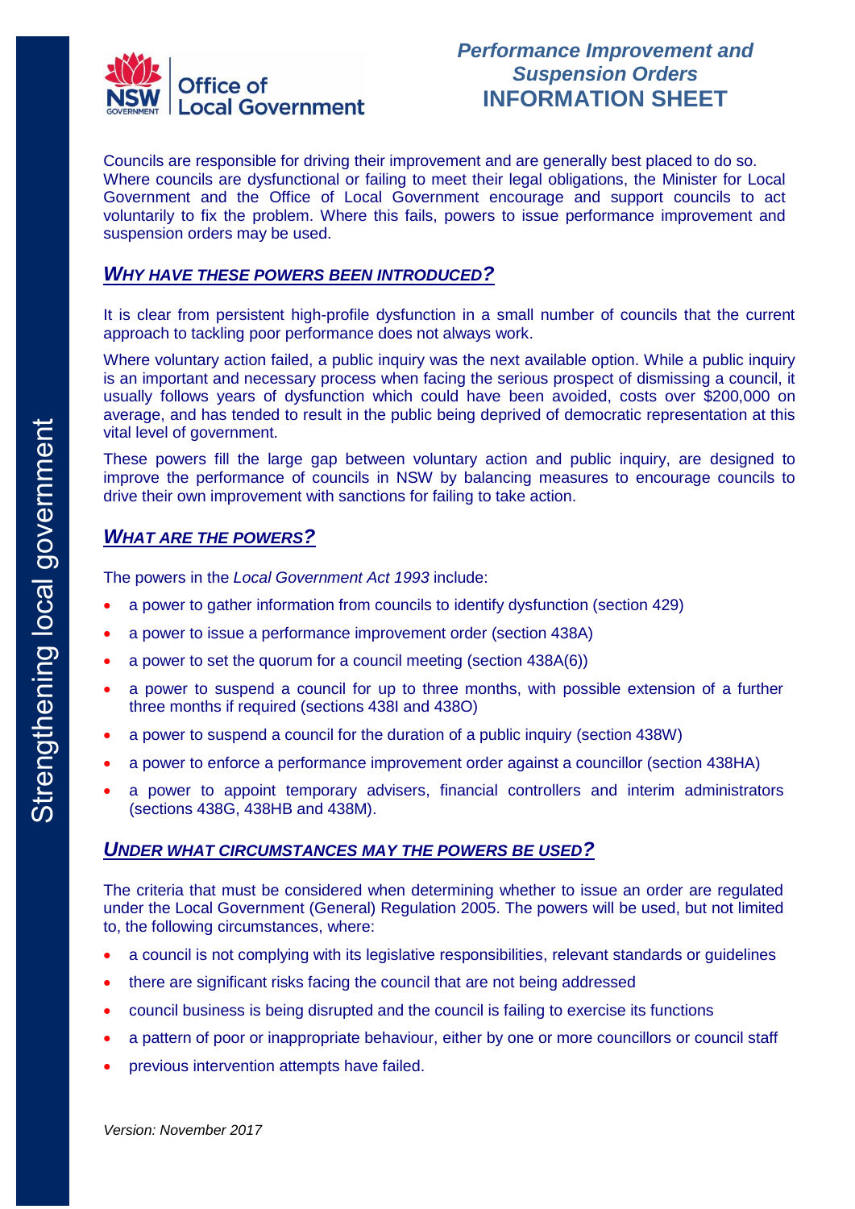# *Performance Improvement and Suspension Orders* INFORMATION SHEET

Councils are responsible for driving their improvement and are generally best placed to do so. Where councils are dysfunctional or failing to meet their legal obligations, the Minister for Local Government and the Office of Local Government encourage and support councils to act voluntarily to fix the problem. Where this fails, powers to issue performance improvement and suspension orders may be used.

## *WHY HAVE THESE POWERS BEEN INTRODUCED?*

It is clear from persistent high-profile dysfunction in a small number of councils that the current approach to tackling poor performance does not always work.

Where voluntary action failed, a public inquiry was the next available option. While a public inquiry is an important and necessary process when facing the serious prospect of dismissing a council, it usually follows years of dysfunction which could have been avoided, costs over $200,000 on average, and has tended to result in the public being deprived of democratic representation at this vital level of government.

These powers fill the large gap between voluntary action and public inquiry, are designed to improve the performance of councils in NSW by balancing measures to encourage councils to drive their own improvement with sanctions for failing to take action.

## *WHAT ARE THE POWERS?*

The powers in the *Local Government Act 1993* include:

- a power to gather information from councils to identify dysfunction (section 429)
- a power to issue a performance improvement order (section 438A)
- a power to set the quorum for a council meeting (section 438A(6))
- a power to suspend a council for up to three months, with possible extension of a further three months if required (sections 438I and 438O)
- a power to suspend a council for the duration of a public inquiry (section 438W)
- a power to enforce a performance improvement order against a councillor (section 438HA)
- a power to appoint temporary advisers, financial controllers and interim administrators (sections 438G, 438HB and 438M).

## *UNDER WHAT CIRCUMSTANCES MAY THE POWERS BE USED?*

The criteria that must be considered when determining whether to issue an order are regulated under the Local Government (General) Regulation 2005. The powers will be used, but not limited to, the following circumstances, where:

- a council is not complying with its legislative responsibilities, relevant standards or guidelines
- there are significant risks facing the council that are not being addressed
- council business is being disrupted and the council is failing to exercise its functions
- a pattern of poor or inappropriate behaviour, either by one or more councillors or council staff
- previous intervention attempts have failed.

*Version: November 2017*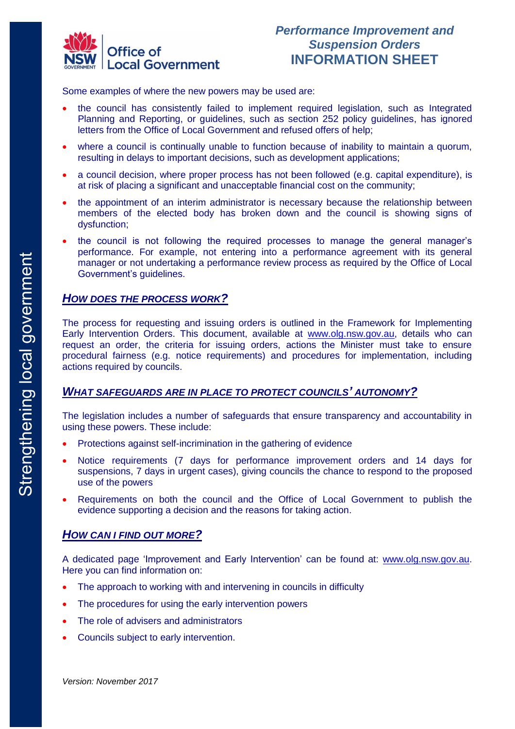Some examples of where the new powers may be used are:

- the council has consistently failed to implement required legislation, such as Integrated Planning and Reporting, or guidelines, such as section 252 policy guidelines, has ignored letters from the Office of Local Government and refused offers of help;
- where a council is continually unable to function because of inability to maintain a quorum, resulting in delays to important decisions, such as development applications;
- a council decision, where proper process has not been followed (e.g. capital expenditure), is at risk of placing a significant and unacceptable financial cost on the community;
- the appointment of an interim administrator is necessary because the relationship between members of the elected body has broken down and the council is showing signs of dysfunction;
- the council is not following the required processes to manage the general manager's performance. For example, not entering into a performance agreement with its general manager or not undertaking a performance review process as required by the Office of Local Government's guidelines.

## *HOW DOES THE PROCESS WORK?*

The process for requesting and issuing orders is outlined in the Framework for Implementing Early Intervention Orders. This document, available at www.olg.nsw.gov.au, details who can request an order, the criteria for issuing orders, actions the Minister must take to ensure procedural fairness (e.g. notice requirements) and procedures for implementation, including actions required by councils.

## *WHAT SAFEGUARDS ARE IN PLACE TO PROTECT COUNCILS' AUTONOMY?*

The legislation includes a number of safeguards that ensure transparency and accountability in using these powers. These include:

- Protections against self-incrimination in the gathering of evidence
- Notice requirements (7 days for performance improvement orders and 14 days for suspensions, 7 days in urgent cases), giving councils the chance to respond to the proposed use of the powers
- Requirements on both the council and the Office of Local Government to publish the evidence supporting a decision and the reasons for taking action.

## *HOW CAN I FIND OUT MORE?*

A dedicated page 'Improvement and Early Intervention' can be found at: www.olg.nsw.gov.au. Here you can find information on:

- The approach to working with and intervening in councils in difficulty
- The procedures for using the early intervention powers
- The role of advisers and administrators
- Councils subject to early intervention.

*Version: November 2017*